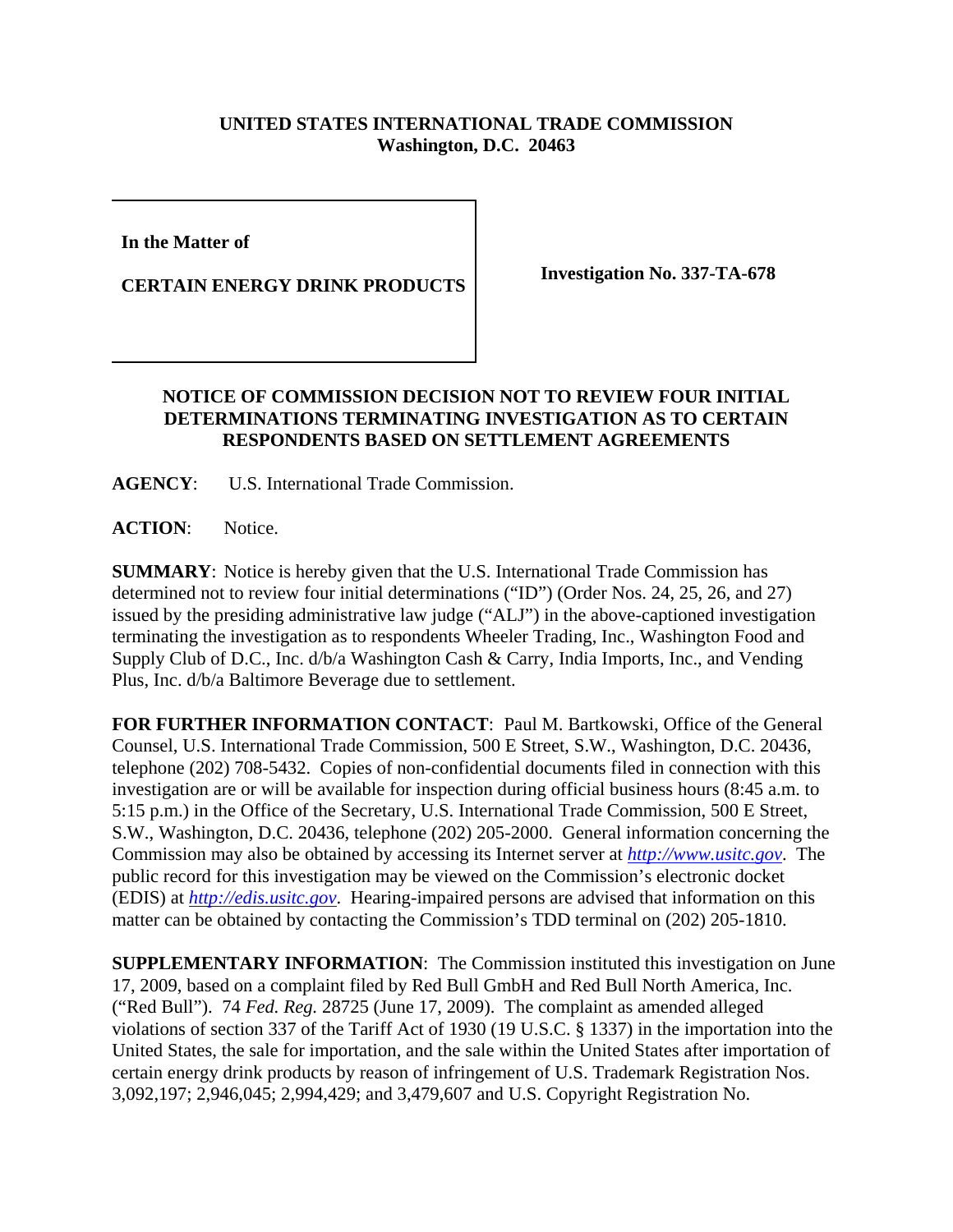**UNITED STATES INTERNATIONAL TRADE COMMISSION**
**Washington, D.C. 20463**

| | |
|---|---|
| **In the Matter of** **CERTAIN ENERGY DRINK PRODUCTS** | **Investigation No. 337-TA-678** |

**NOTICE OF COMMISSION DECISION NOT TO REVIEW FOUR INITIAL DETERMINATIONS TERMINATING INVESTIGATION AS TO CERTAIN RESPONDENTS BASED ON SETTLEMENT AGREEMENTS**

**AGENCY**: U.S. International Trade Commission.

**ACTION**: Notice.

**SUMMARY**: Notice is hereby given that the U.S. International Trade Commission has determined not to review four initial determinations ("ID") (Order Nos. 24, 25, 26, and 27) issued by the presiding administrative law judge ("ALJ") in the above-captioned investigation terminating the investigation as to respondents Wheeler Trading, Inc., Washington Food and Supply Club of D.C., Inc. d/b/a Washington Cash & Carry, India Imports, Inc., and Vending Plus, Inc. d/b/a Baltimore Beverage due to settlement.

**FOR FURTHER INFORMATION CONTACT**: Paul M. Bartkowski, Office of the General Counsel, U.S. International Trade Commission, 500 E Street, S.W., Washington, D.C. 20436, telephone (202) 708-5432. Copies of non-confidential documents filed in connection with this investigation are or will be available for inspection during official business hours (8:45 a.m. to 5:15 p.m.) in the Office of the Secretary, U.S. International Trade Commission, 500 E Street, S.W., Washington, D.C. 20436, telephone (202) 205-2000. General information concerning the Commission may also be obtained by accessing its Internet server at *http://www.usitc.gov*. The public record for this investigation may be viewed on the Commission's electronic docket (EDIS) at *http://edis.usitc.gov*. Hearing-impaired persons are advised that information on this matter can be obtained by contacting the Commission's TDD terminal on (202) 205-1810.

**SUPPLEMENTARY INFORMATION**: The Commission instituted this investigation on June 17, 2009, based on a complaint filed by Red Bull GmbH and Red Bull North America, Inc. ("Red Bull"). 74 *Fed. Reg.* 28725 (June 17, 2009). The complaint as amended alleged violations of section 337 of the Tariff Act of 1930 (19 U.S.C. § 1337) in the importation into the United States, the sale for importation, and the sale within the United States after importation of certain energy drink products by reason of infringement of U.S. Trademark Registration Nos. 3,092,197; 2,946,045; 2,994,429; and 3,479,607 and U.S. Copyright Registration No.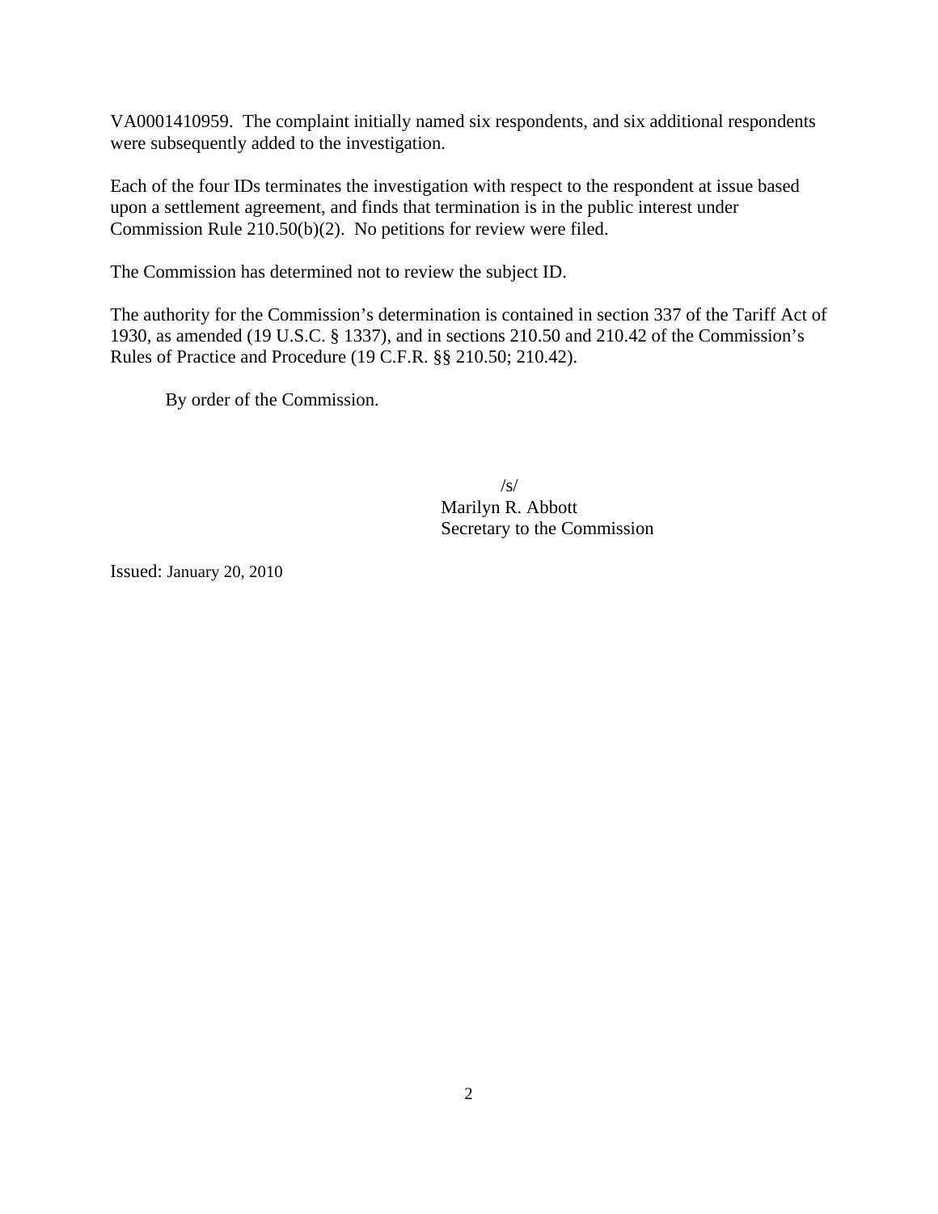VA0001410959. The complaint initially named six respondents, and six additional respondents were subsequently added to the investigation.

Each of the four IDs terminates the investigation with respect to the respondent at issue based upon a settlement agreement, and finds that termination is in the public interest under Commission Rule 210.50(b)(2). No petitions for review were filed.

The Commission has determined not to review the subject ID.

The authority for the Commission's determination is contained in section 337 of the Tariff Act of 1930, as amended (19 U.S.C. § 1337), and in sections 210.50 and 210.42 of the Commission's Rules of Practice and Procedure (19 C.F.R. §§ 210.50; 210.42).

By order of the Commission.

/s/
Marilyn R. Abbott
Secretary to the Commission

Issued: January 20, 2010